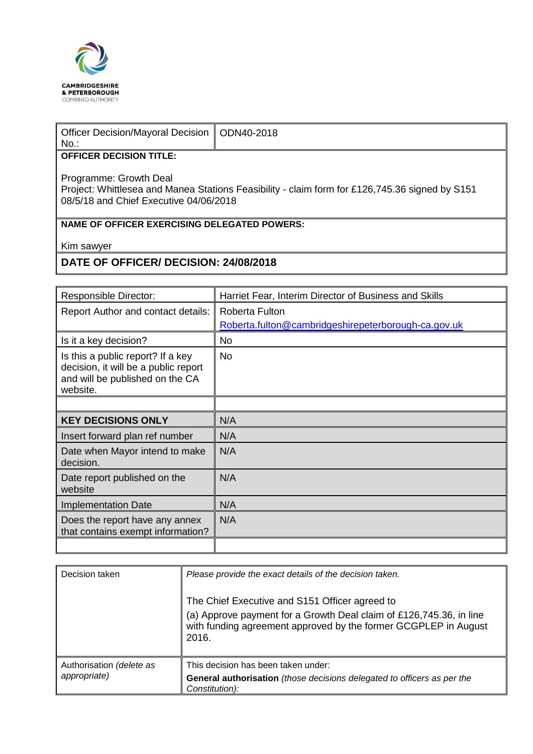CAMBRIDGESHIRE
& PETERBOROUGH
COMBINED AUTHORITY

| Officer Decision/Mayoral Decision No.: | ODN40-2018 |
|---|---|
| **OFFICER DECISION TITLE:**<br><br>Programme: Growth Deal<br>Project: Whittlesea and Manea Stations Feasibility - claim form for £126,745.36 signed by S151 08/5/18 and Chief Executive 04/06/2018 | |
| **NAME OF OFFICER EXERCISING DELEGATED POWERS:**<br><br>Kim sawyer | |
| **DATE OF OFFICER/ DECISION: 24/08/2018** | |

| Responsible Director: | Harriet Fear, Interim Director of Business and Skills |
|---|---|
| Report Author and contact details: | Roberta Fulton<br>Roberta.fulton@cambridgeshirepeterborough-ca.gov.uk |
| Is it a key decision? | No |
| Is this a public report? If a key decision, it will be a public report and will be published on the CA website. | No |
| | |
| **KEY DECISIONS ONLY** | N/A |
| Insert forward plan ref number | N/A |
| Date when Mayor intend to make decision. | N/A |
| Date report published on the website | N/A |
| Implementation Date | N/A |
| Does the report have any annex that contains exempt information? | N/A |
| | |

| Decision taken | *Please provide the exact details of the decision taken.*<br><br>The Chief Executive and S151 Officer agreed to<br>(a) Approve payment for a Growth Deal claim of £126,745.36, in line with funding agreement approved by the former GCGPLEP in August 2016. |
|---|---|
| Authorisation *(delete as appropriate)* | This decision has been taken under:<br>**General authorisation** *(those decisions delegated to officers as per the Constitution):* |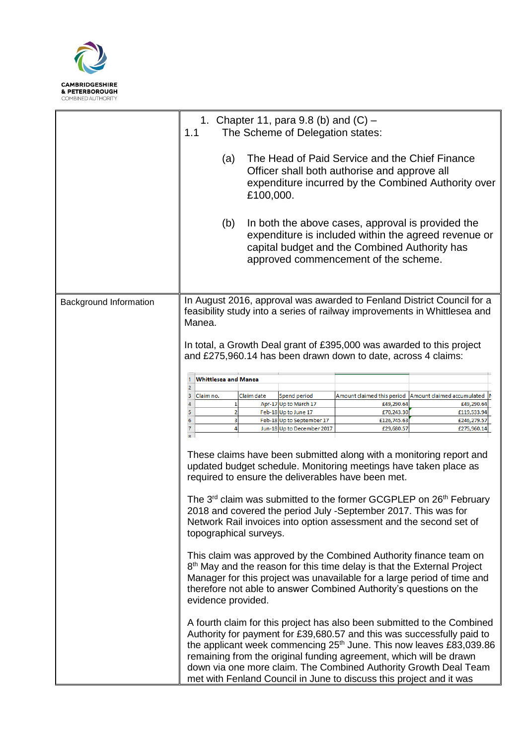| | |
|---|---|
| | 1. Chapter 11, para 9.8 (b) and (C) – <br>1.1 The Scheme of Delegation states: <br><br>(a) The Head of Paid Service and the Chief Finance Officer shall both authorise and approve all expenditure incurred by the Combined Authority over £100,000. <br><br>(b) In both the above cases, approval is provided the expenditure is included within the agreed revenue or capital budget and the Combined Authority has approved commencement of the scheme. |
| Background Information | In August 2016, approval was awarded to Fenland District Council for a feasibility study into a series of railway improvements in Whittlesea and Manea. <br><br>In total, a Growth Deal grant of £395,000 was awarded to this project and £275,960.14 has been drawn down to date, across 4 claims: |

**Whittlesea and Manea**

| Claim no. | Claim date | Spend period | Amount claimed this period | Amount claimed accumulated |
|---|---|---|---|---|
| 1 | Apr-17 | Up to March 17 | £49,290.64 | £49,290.64 |
| 2 | Feb-18 | Up to June 17 | £70,243.30 | £119,533.94 |
| 3 | Feb-18 | Up to September 17 | £126,745.63 | £246,279.57 |
| 4 | Jun-18 | Up to December 2017 | £29,680.57 | £275,960.14 |

These claims have been submitted along with a monitoring report and updated budget schedule. Monitoring meetings have taken place as required to ensure the deliverables have been met.

The 3rd claim was submitted to the former GCGPLEP on 26th February 2018 and covered the period July -September 2017. This was for Network Rail invoices into option assessment and the second set of topographical surveys.

This claim was approved by the Combined Authority finance team on 8th May and the reason for this time delay is that the External Project Manager for this project was unavailable for a large period of time and therefore not able to answer Combined Authority's questions on the evidence provided.

A fourth claim for this project has also been submitted to the Combined Authority for payment for £39,680.57 and this was successfully paid to the applicant week commencing 25th June. This now leaves £83,039.86 remaining from the original funding agreement, which will be drawn down via one more claim. The Combined Authority Growth Deal Team met with Fenland Council in June to discuss this project and it was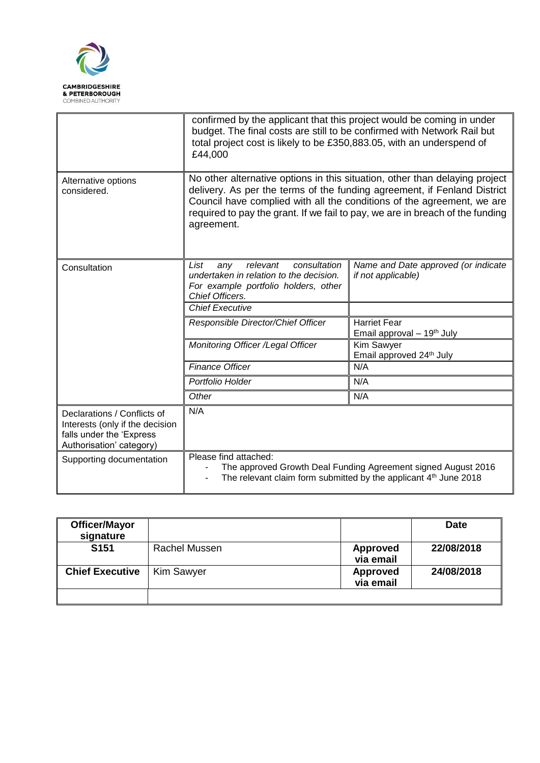|  |  |  |
|---|---|---|
|  | confirmed by the applicant that this project would be coming in under budget. The final costs are still to be confirmed with Network Rail but total project cost is likely to be £350,883.05, with an underspend of £44,000 | |
| Alternative options considered. | No other alternative options in this situation, other than delaying project delivery. As per the terms of the funding agreement, if Fenland District Council have complied with all the conditions of the agreement, we are required to pay the grant. If we fail to pay, we are in breach of the funding agreement. | |
| Consultation | *List any relevant consultation undertaken in relation to the decision. For example portfolio holders, other Chief Officers.* | *Name and Date approved (or indicate if not applicable)* |
|  | *Chief Executive* |  |
|  | *Responsible Director/Chief Officer* | Harriet Fear<br>Email approval – 19th July |
|  | *Monitoring Officer /Legal Officer* | Kim Sawyer<br>Email approved 24th July |
|  | *Finance Officer* | N/A |
|  | *Portfolio Holder* | N/A |
|  | *Other* | N/A |
| Declarations / Conflicts of Interests (only if the decision falls under the 'Express Authorisation' category) | N/A | |
| Supporting documentation | Please find attached:<br>- The approved Growth Deal Funding Agreement signed August 2016<br>- The relevant claim form submitted by the applicant 4th June 2018 | |

| Officer/Mayor signature |  |  | Date |
|---|---|---|---|
| **S151** | Rachel Mussen | **Approved via email** | **22/08/2018** |
| **Chief Executive** | Kim Sawyer | **Approved via email** | **24/08/2018** |
|  |  |  |  |